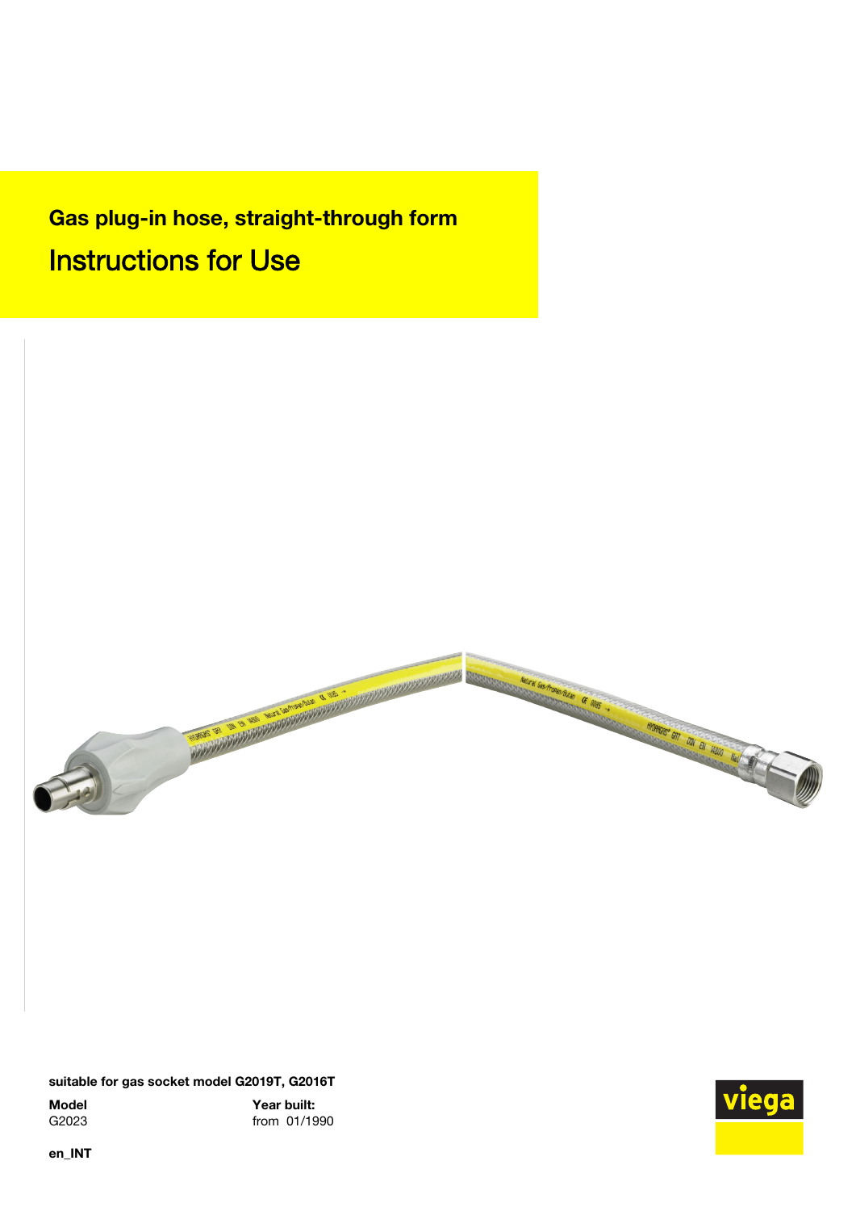# Gas plug-in hose, straight-through form

## Instructions for Use

**suitable for gas socket model G2019T, G2016T**

**Model**
G2023

**Year built:**
from 01/1990

**en_INT**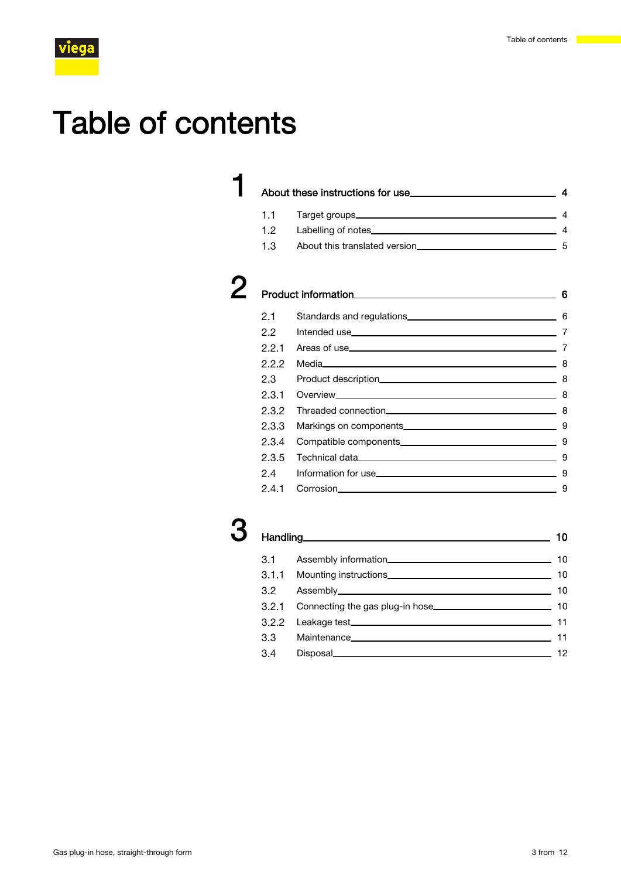# Table of contents

**1 About these instructions for use** — 4

- 1.1 Target groups — 4
- 1.2 Labelling of notes — 4
- 1.3 About this translated version — 5

**2 Product information** — 6

- 2.1 Standards and regulations — 6
- 2.2 Intended use — 7
- 2.2.1 Areas of use — 7
- 2.2.2 Media — 8
- 2.3 Product description — 8
- 2.3.1 Overview — 8
- 2.3.2 Threaded connection — 8
- 2.3.3 Markings on components — 9
- 2.3.4 Compatible components — 9
- 2.3.5 Technical data — 9
- 2.4 Information for use — 9
- 2.4.1 Corrosion — 9

**3 Handling** — 10

- 3.1 Assembly information — 10
- 3.1.1 Mounting instructions — 10
- 3.2 Assembly — 10
- 3.2.1 Connecting the gas plug-in hose — 10
- 3.2.2 Leakage test — 11
- 3.3 Maintenance — 11
- 3.4 Disposal — 12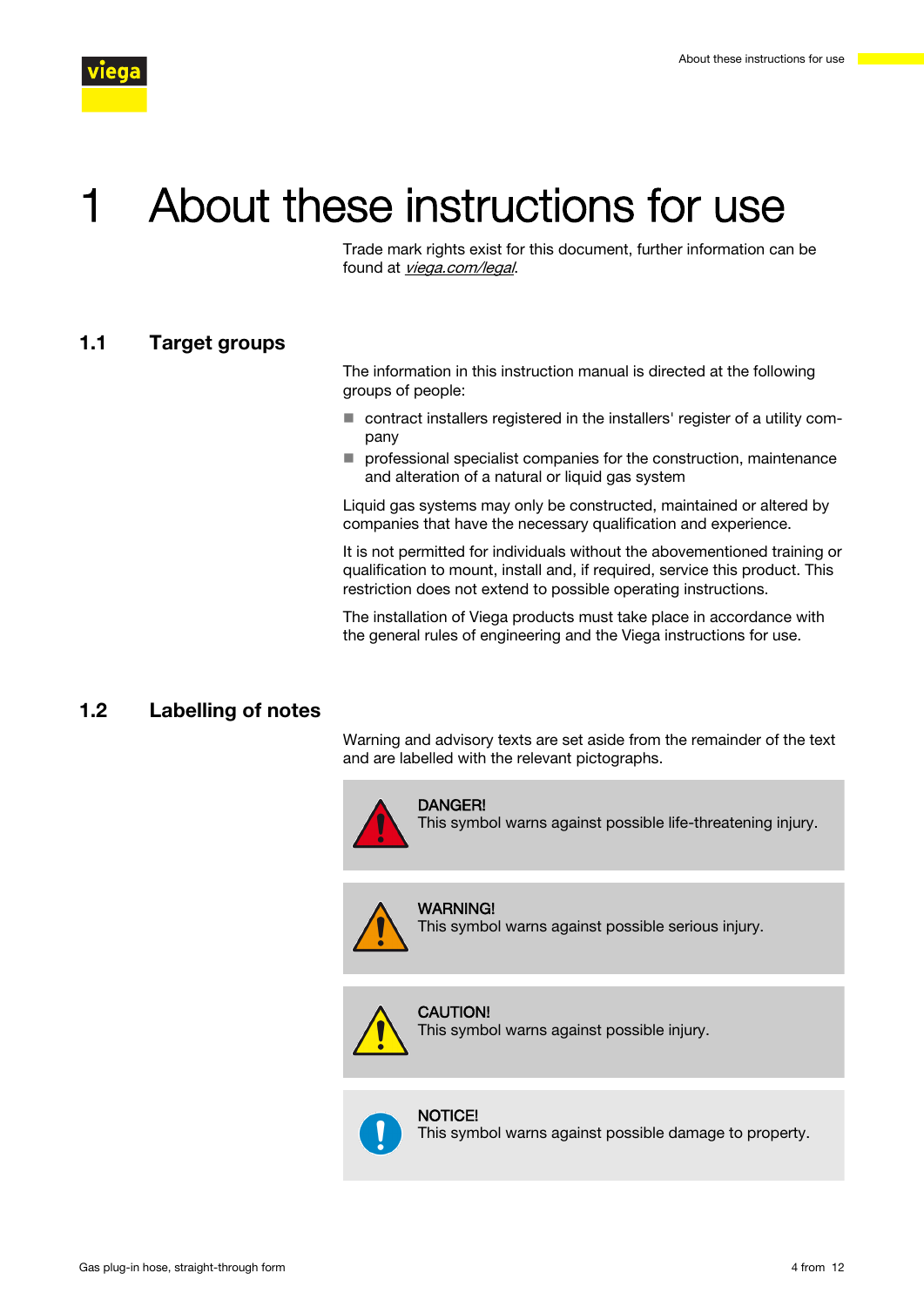# 1 About these instructions for use

Trade mark rights exist for this document, further information can be found at *viega.com/legal*.

## 1.1 Target groups

The information in this instruction manual is directed at the following groups of people:

- contract installers registered in the installers' register of a utility company
- professional specialist companies for the construction, maintenance and alteration of a natural or liquid gas system

Liquid gas systems may only be constructed, maintained or altered by companies that have the necessary qualification and experience.

It is not permitted for individuals without the abovementioned training or qualification to mount, install and, if required, service this product. This restriction does not extend to possible operating instructions.

The installation of Viega products must take place in accordance with the general rules of engineering and the Viega instructions for use.

## 1.2 Labelling of notes

Warning and advisory texts are set aside from the remainder of the text and are labelled with the relevant pictographs.

**DANGER!**
This symbol warns against possible life-threatening injury.

**WARNING!**
This symbol warns against possible serious injury.

**CAUTION!**
This symbol warns against possible injury.

**NOTICE!**
This symbol warns against possible damage to property.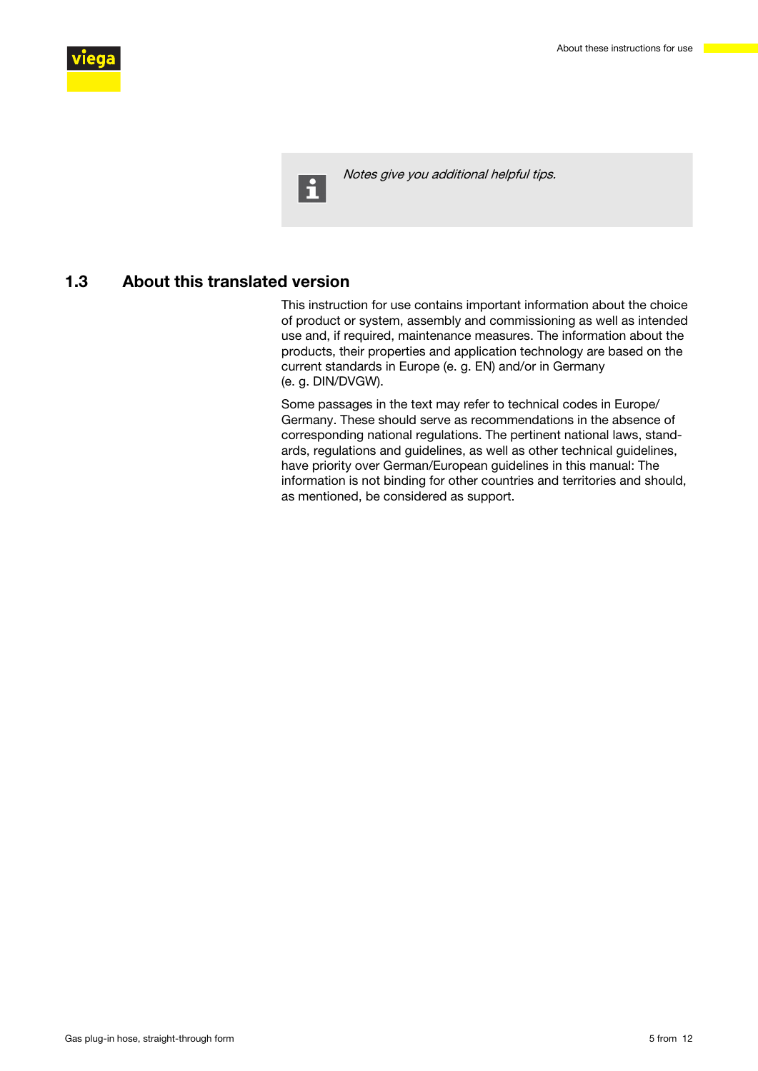*Notes give you additional helpful tips.*

## 1.3 About this translated version

This instruction for use contains important information about the choice of product or system, assembly and commissioning as well as intended use and, if required, maintenance measures. The information about the products, their properties and application technology are based on the current standards in Europe (e. g. EN) and/or in Germany (e. g. DIN/DVGW).

Some passages in the text may refer to technical codes in Europe/Germany. These should serve as recommendations in the absence of corresponding national regulations. The pertinent national laws, standards, regulations and guidelines, as well as other technical guidelines, have priority over German/European guidelines in this manual: The information is not binding for other countries and territories and should, as mentioned, be considered as support.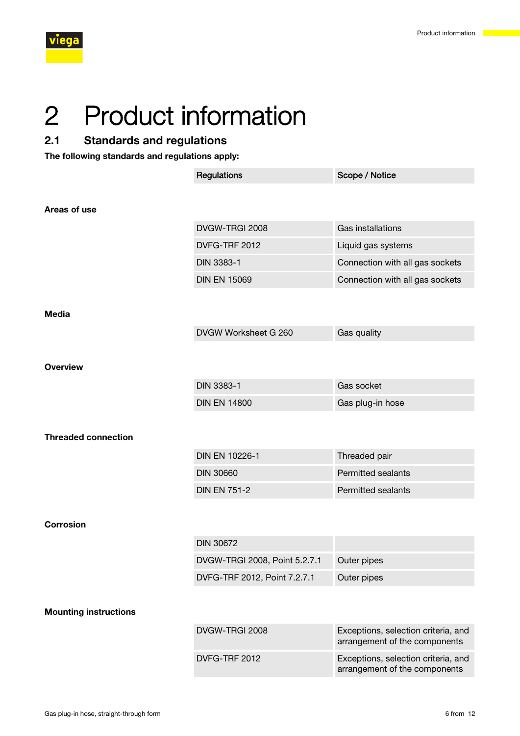# 2 Product information

## 2.1 Standards and regulations

**The following standards and regulations apply:**

| | Regulations | Scope / Notice |
|---|---|---|
| **Areas of use** | | |
| | DVGW-TRGI 2008 | Gas installations |
| | DVFG-TRF 2012 | Liquid gas systems |
| | DIN 3383-1 | Connection with all gas sockets |
| | DIN EN 15069 | Connection with all gas sockets |
| **Media** | | |
| | DVGW Worksheet G 260 | Gas quality |
| **Overview** | | |
| | DIN 3383-1 | Gas socket |
| | DIN EN 14800 | Gas plug-in hose |
| **Threaded connection** | | |
| | DIN EN 10226-1 | Threaded pair |
| | DIN 30660 | Permitted sealants |
| | DIN EN 751-2 | Permitted sealants |
| **Corrosion** | | |
| | DIN 30672 | |
| | DVGW-TRGI 2008, Point 5.2.7.1 | Outer pipes |
| | DVFG-TRF 2012, Point 7.2.7.1 | Outer pipes |
| **Mounting instructions** | | |
| | DVGW-TRGI 2008 | Exceptions, selection criteria, and arrangement of the components |
| | DVFG-TRF 2012 | Exceptions, selection criteria, and arrangement of the components |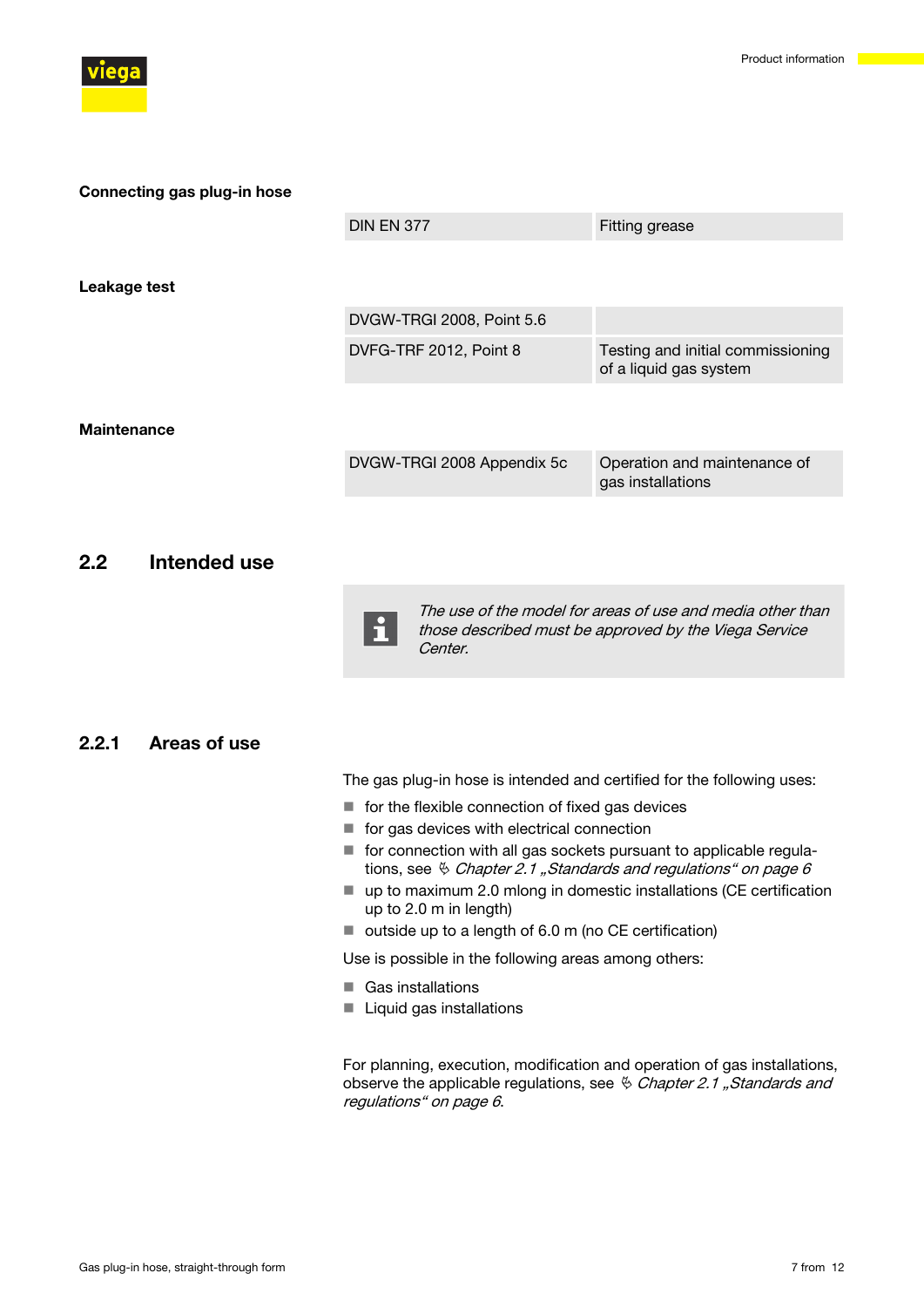**Connecting gas plug-in hose**

| | |
|---|---|
| DIN EN 377 | Fitting grease |

**Leakage test**

| | |
|---|---|
| DVGW-TRGI 2008, Point 5.6 | |
| DVFG-TRF 2012, Point 8 | Testing and initial commissioning of a liquid gas system |

**Maintenance**

| | |
|---|---|
| DVGW-TRGI 2008 Appendix 5c | Operation and maintenance of gas installations |

## 2.2 Intended use

*The use of the model for areas of use and media other than those described must be approved by the Viega Service Center.*

### 2.2.1 Areas of use

The gas plug-in hose is intended and certified for the following uses:

- for the flexible connection of fixed gas devices
- for gas devices with electrical connection
- for connection with all gas sockets pursuant to applicable regulations, see *Chapter 2.1 „Standards and regulations“ on page 6*
- up to maximum 2.0 mlong in domestic installations (CE certification up to 2.0 m in length)
- outside up to a length of 6.0 m (no CE certification)

Use is possible in the following areas among others:

- Gas installations
- Liquid gas installations

For planning, execution, modification and operation of gas installations, observe the applicable regulations, see *Chapter 2.1 „Standards and regulations“ on page 6*.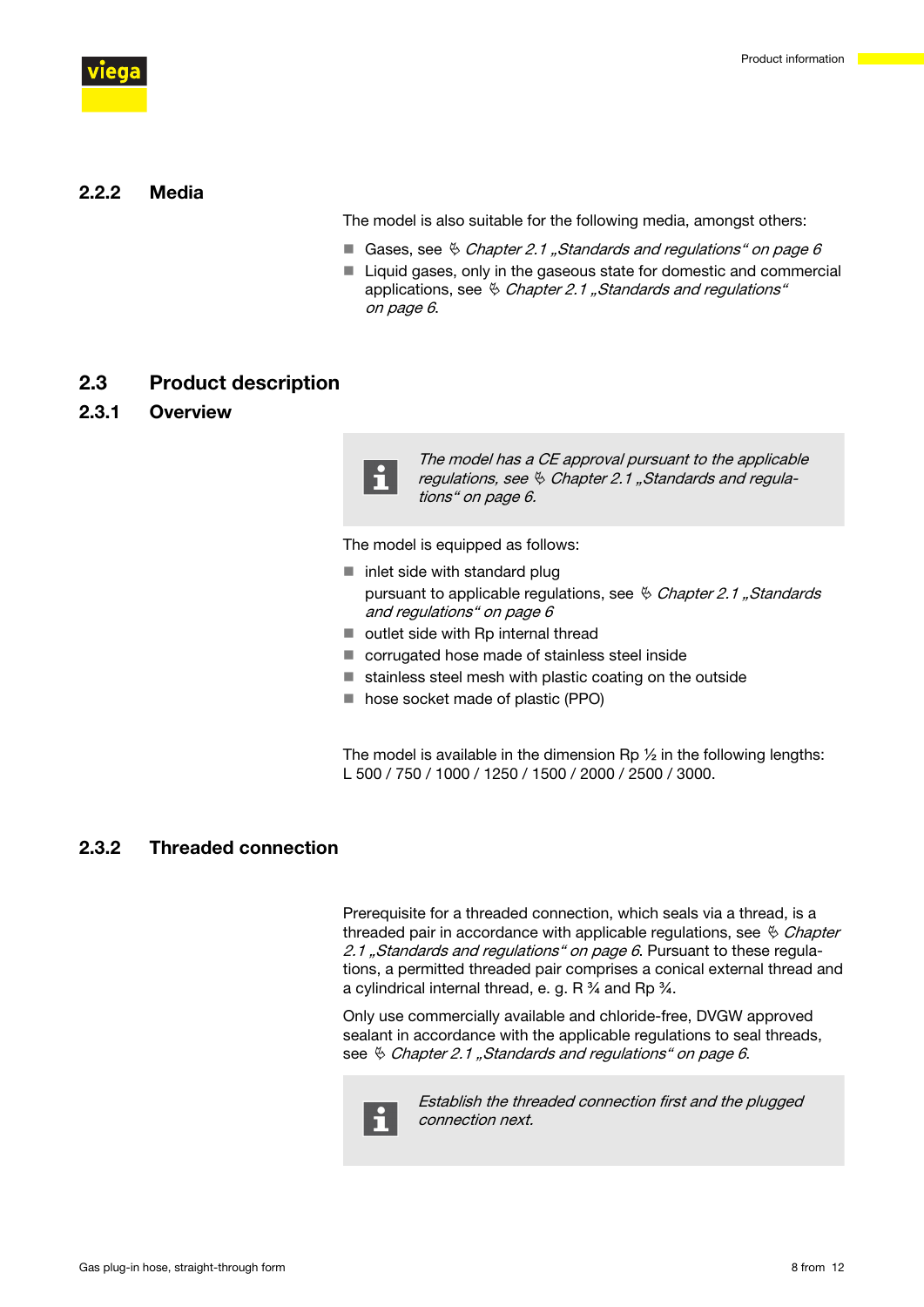### 2.2.2 Media

The model is also suitable for the following media, amongst others:

- Gases, see ✎ *Chapter 2.1 „Standards and regulations“ on page 6*
- Liquid gases, only in the gaseous state for domestic and commercial applications, see ✎ *Chapter 2.1 „Standards and regulations“ on page 6*.

## 2.3 Product description

### 2.3.1 Overview

> *The model has a CE approval pursuant to the applicable regulations, see ✎ Chapter 2.1 „Standards and regulations“ on page 6.*

The model is equipped as follows:

- inlet side with standard plug pursuant to applicable regulations, see ✎ *Chapter 2.1 „Standards and regulations“ on page 6*
- outlet side with Rp internal thread
- corrugated hose made of stainless steel inside
- stainless steel mesh with plastic coating on the outside
- hose socket made of plastic (PPO)

The model is available in the dimension Rp ½ in the following lengths: L 500 / 750 / 1000 / 1250 / 1500 / 2000 / 2500 / 3000.

### 2.3.2 Threaded connection

Prerequisite for a threaded connection, which seals via a thread, is a threaded pair in accordance with applicable regulations, see ✎ *Chapter 2.1 „Standards and regulations“ on page 6*. Pursuant to these regulations, a permitted threaded pair comprises a conical external thread and a cylindrical internal thread, e. g. R ¾ and Rp ¾.

Only use commercially available and chloride-free, DVGW approved sealant in accordance with the applicable regulations to seal threads, see ✎ *Chapter 2.1 „Standards and regulations“ on page 6*.

> *Establish the threaded connection first and the plugged connection next.*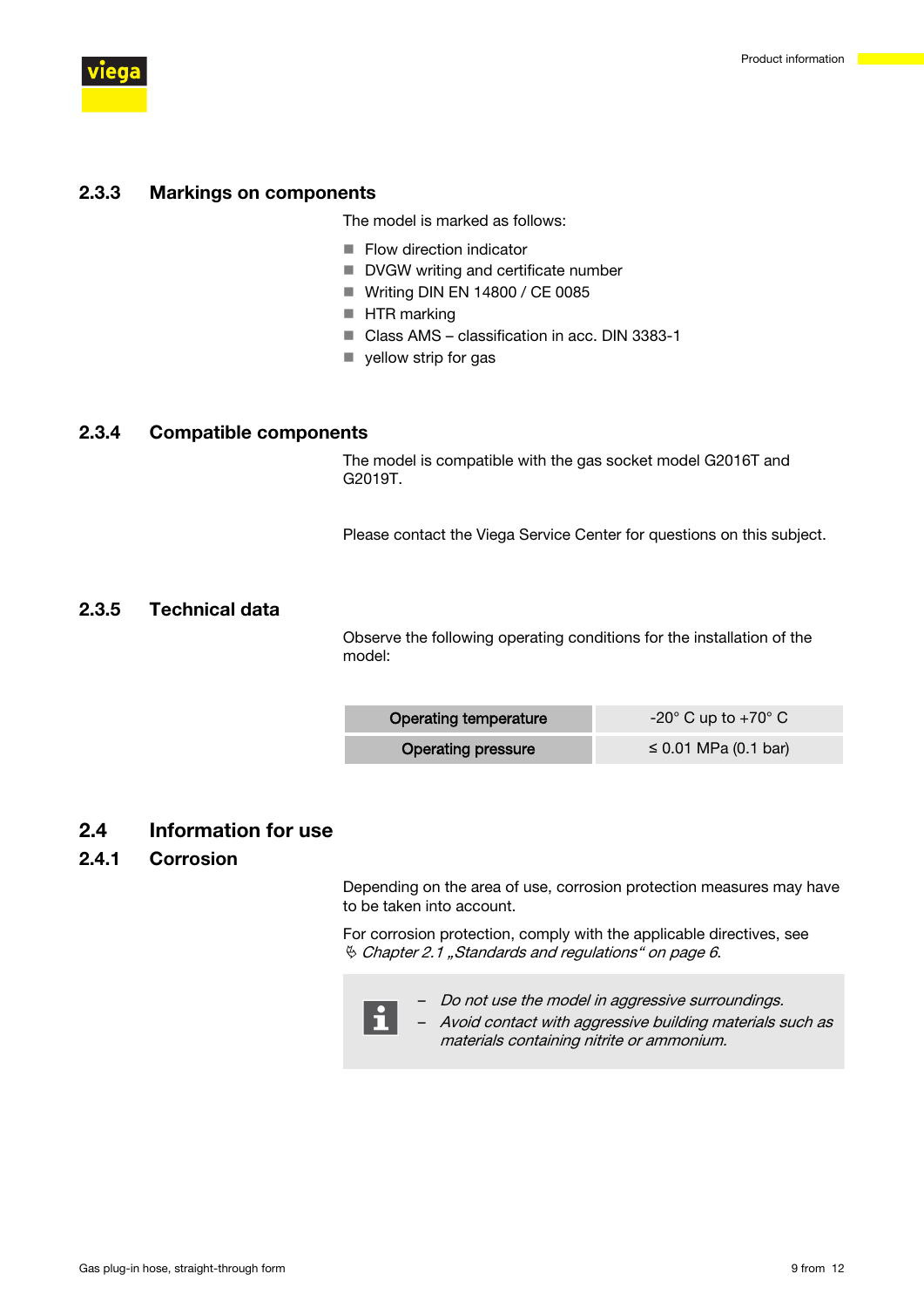### 2.3.3 Markings on components

The model is marked as follows:

- Flow direction indicator
- DVGW writing and certificate number
- Writing DIN EN 14800 / CE 0085
- HTR marking
- Class AMS – classification in acc. DIN 3383-1
- yellow strip for gas

### 2.3.4 Compatible components

The model is compatible with the gas socket model G2016T and G2019T.

Please contact the Viega Service Center for questions on this subject.

### 2.3.5 Technical data

Observe the following operating conditions for the installation of the model:

| Operating temperature | -20° C up to +70° C |
|---|---|
| Operating pressure | ≤ 0.01 MPa (0.1 bar) |

## 2.4 Information for use

### 2.4.1 Corrosion

Depending on the area of use, corrosion protection measures may have to be taken into account.

For corrosion protection, comply with the applicable directives, see ✎ *Chapter 2.1 „Standards and regulations“ on page 6*.

> – *Do not use the model in aggressive surroundings.*
> – *Avoid contact with aggressive building materials such as materials containing nitrite or ammonium.*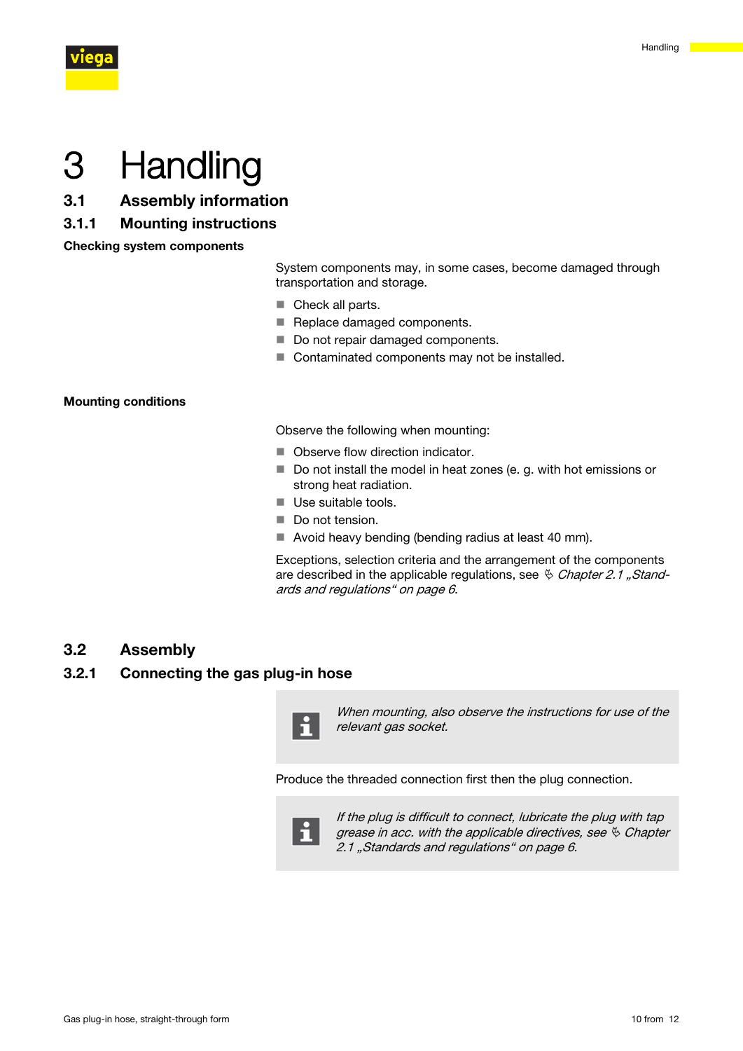# 3 Handling

## 3.1 Assembly information

### 3.1.1 Mounting instructions

**Checking system components**

System components may, in some cases, become damaged through transportation and storage.

- Check all parts.
- Replace damaged components.
- Do not repair damaged components.
- Contaminated components may not be installed.

**Mounting conditions**

Observe the following when mounting:

- Observe flow direction indicator.
- Do not install the model in heat zones (e. g. with hot emissions or strong heat radiation.
- Use suitable tools.
- Do not tension.
- Avoid heavy bending (bending radius at least 40 mm).

Exceptions, selection criteria and the arrangement of the components are described in the applicable regulations, see *Chapter 2.1 „Standards and regulations“ on page 6*.

## 3.2 Assembly

### 3.2.1 Connecting the gas plug-in hose

> *When mounting, also observe the instructions for use of the relevant gas socket.*

Produce the threaded connection first then the plug connection.

> *If the plug is difficult to connect, lubricate the plug with tap grease in acc. with the applicable directives, see Chapter 2.1 „Standards and regulations“ on page 6.*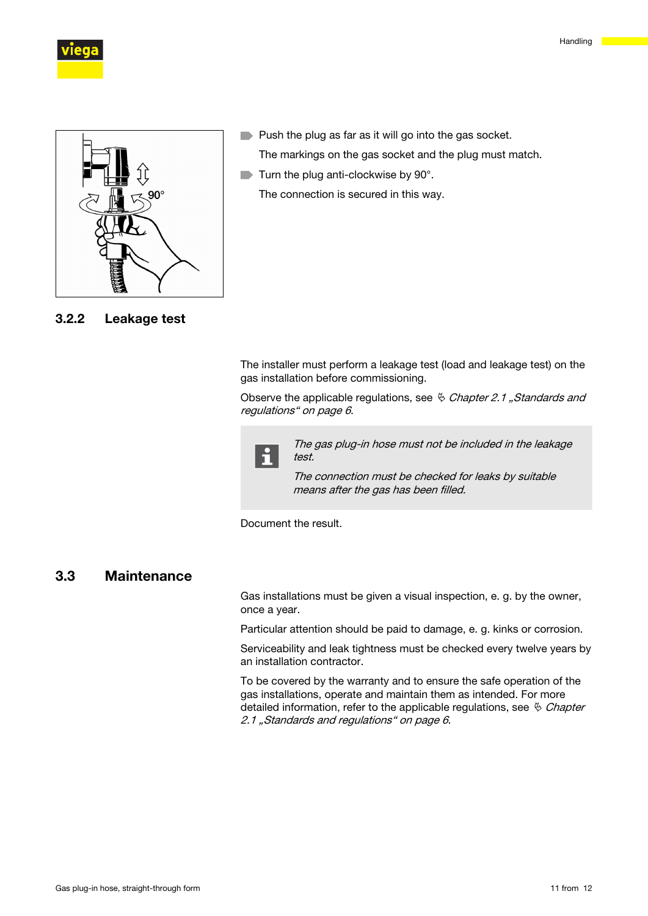- Push the plug as far as it will go into the gas socket.

  The markings on the gas socket and the plug must match.

- Turn the plug anti-clockwise by 90°.

  The connection is secured in this way.

### 3.2.2 Leakage test

The installer must perform a leakage test (load and leakage test) on the gas installation before commissioning.

Observe the applicable regulations, see ✎ *Chapter 2.1 „Standards and regulations“ on page 6*.

> *The gas plug-in hose must not be included in the leakage test.*
>
> *The connection must be checked for leaks by suitable means after the gas has been filled.*

Document the result.

## 3.3 Maintenance

Gas installations must be given a visual inspection, e. g. by the owner, once a year.

Particular attention should be paid to damage, e. g. kinks or corrosion.

Serviceability and leak tightness must be checked every twelve years by an installation contractor.

To be covered by the warranty and to ensure the safe operation of the gas installations, operate and maintain them as intended. For more detailed information, refer to the applicable regulations, see ✎ *Chapter 2.1 „Standards and regulations“ on page 6*.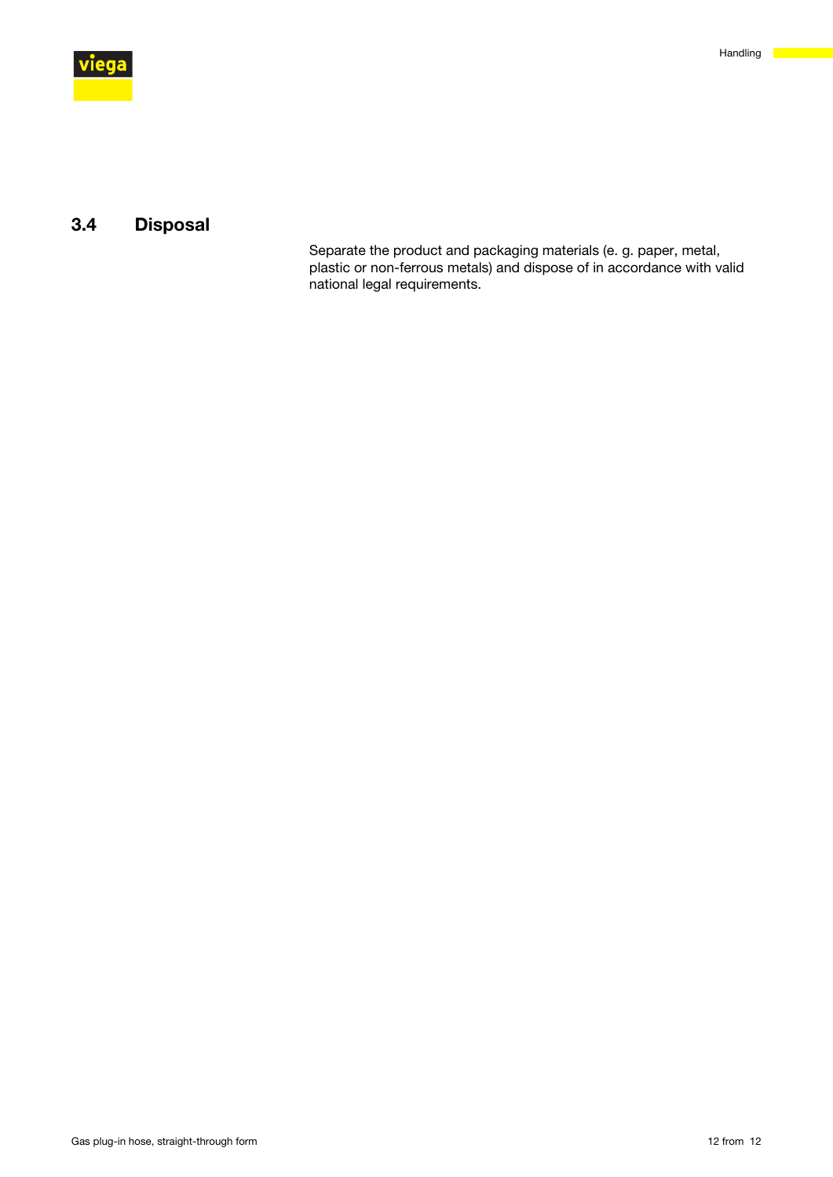## 3.4 Disposal

Separate the product and packaging materials (e. g. paper, metal, plastic or non-ferrous metals) and dispose of in accordance with valid national legal requirements.